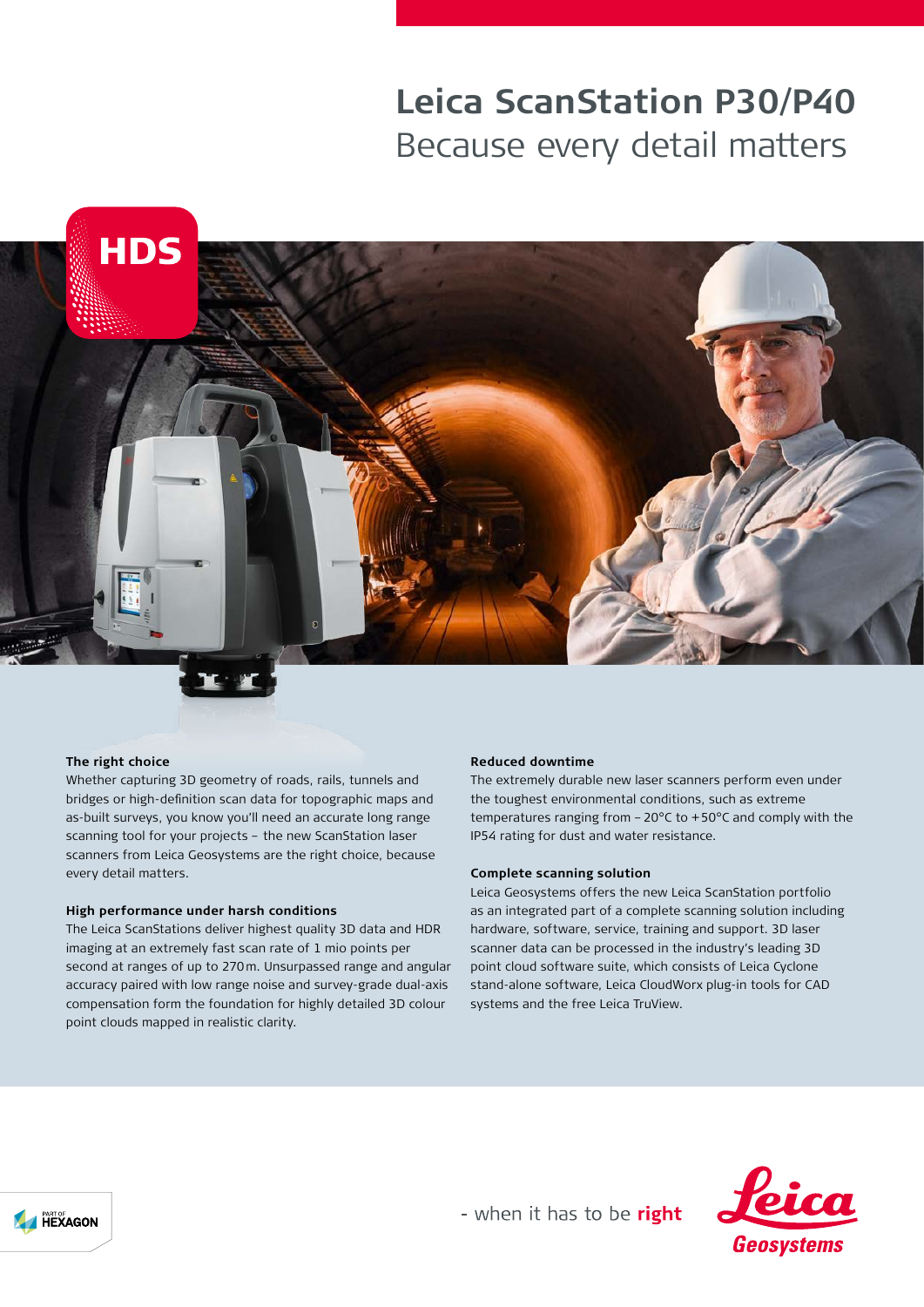# Leica ScanStation P30/P40

Because every detail matters

HDS

### The right choice

Whether capturing 3D geometry of roads, rails, tunnels and bridges or high-definition scan data for topographic maps and as-built surveys, you know you'll need an accurate long range scanning tool for your projects – the new ScanStation laser scanners from Leica Geosystems are the right choice, because every detail matters.

### High performance under harsh conditions

The Leica ScanStations deliver highest quality 3D data and HDR imaging at an extremely fast scan rate of 1 mio points per second at ranges of up to 270 m. Unsurpassed range and angular accuracy paired with low range noise and survey-grade dual-axis compensation form the foundation for highly detailed 3D colour point clouds mapped in realistic clarity.

### Reduced downtime

The extremely durable new laser scanners perform even under the toughest environmental conditions, such as extreme temperatures ranging from – 20°C to + 50°C and comply with the IP54 rating for dust and water resistance.

### Complete scanning solution

Leica Geosystems offers the new Leica ScanStation portfolio as an integrated part of a complete scanning solution including hardware, software, service, training and support. 3D laser scanner data can be processed in the industry's leading 3D point cloud software suite, which consists of Leica Cyclone stand-alone software, Leica CloudWorx plug-in tools for CAD systems and the free Leica TruView.

PART OF HEXAGON

- when it has to be **right**

Leica Geosystems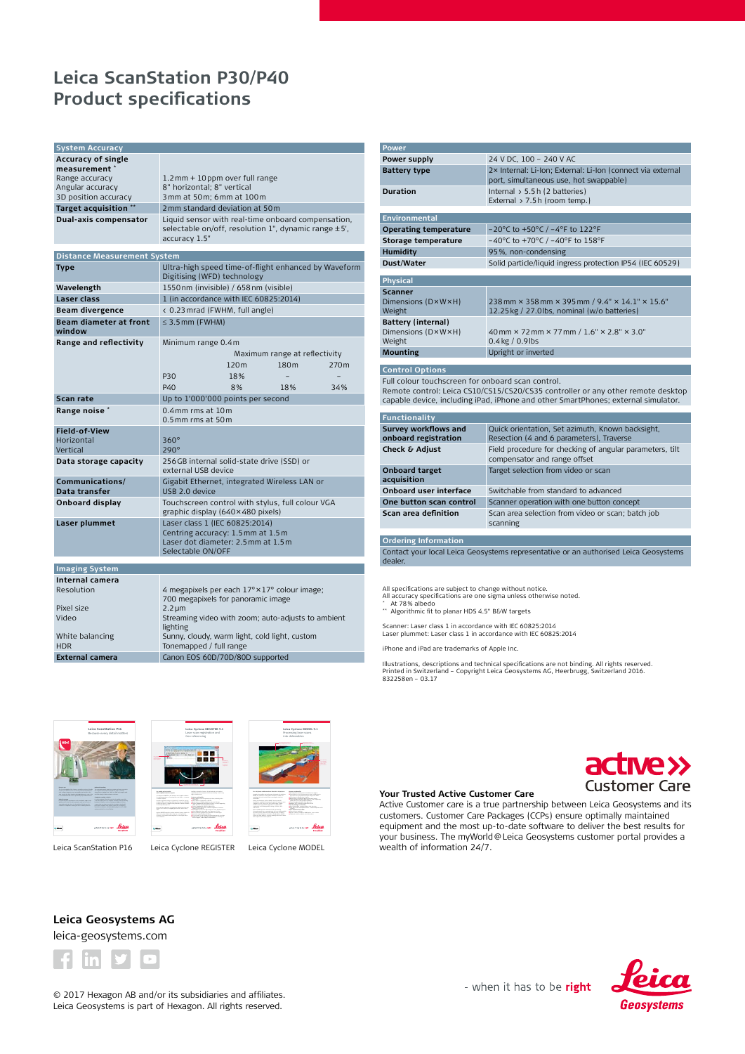# Leica ScanStation P30/P40
## Product specifications

| System Accuracy | |
|---|---|
| **Accuracy of single measurement** * <br> Range accuracy <br> Angular accuracy <br> 3D position accuracy | <br> 1.2 mm + 10 ppm over full range <br> 8" horizontal; 8" vertical <br> 3 mm at 50 m; 6 mm at 100 m |
| **Target acquisition** ** | 2 mm standard deviation at 50 m |
| **Dual-axis compensator** | Liquid sensor with real-time onboard compensation, selectable on/off, resolution 1", dynamic range ± 5', accuracy 1.5" |

| Distance Measurement System | | | | |
|---|---|---|---|---|
| **Type** | Ultra-high speed time-of-flight enhanced by Waveform Digitising (WFD) technology | | | |
| **Wavelength** | 1550 nm (invisible) / 658 nm (visible) | | | |
| **Laser class** | 1 (in accordance with IEC 60825:2014) | | | |
| **Beam divergence** | < 0.23 mrad (FWHM, full angle) | | | |
| **Beam diameter at front window** | ≤ 3.5 mm (FWHM) | | | |
| **Range and reflectivity** | Minimum range 0.4 m | | | |
| | | Maximum range at reflectivity | | |
| | | 120 m | 180 m | 270 m |
| | P30 | 18 % | – | – |
| | P40 | 8 % | 18 % | 34 % |
| **Scan rate** | Up to 1'000'000 points per second | | | |
| **Range noise** * | 0.4 mm rms at 10 m <br> 0.5 mm rms at 50 m | | | |
| **Field-of-View** <br> Horizontal <br> Vertical | <br> 360° <br> 290° | | | |
| **Data storage capacity** | 256 GB internal solid-state drive (SSD) or external USB device | | | |
| **Communications/ Data transfer** | Gigabit Ethernet, integrated Wireless LAN or USB 2.0 device | | | |
| **Onboard display** | Touchscreen control with stylus, full colour VGA graphic display (640 × 480 pixels) | | | |
| **Laser plummet** | Laser class 1 (IEC 60825:2014) <br> Centring accuracy: 1.5 mm at 1.5 m <br> Laser dot diameter: 2.5 mm at 1.5 m <br> Selectable ON/OFF | | | |

| Imaging System | |
|---|---|
| **Internal camera** <br> Resolution | <br> 4 megapixels per each 17° × 17° colour image; 700 megapixels for panoramic image |
| Pixel size | 2.2 µm |
| Video | Streaming video with zoom; auto-adjusts to ambient lighting |
| White balancing | Sunny, cloudy, warm light, cold light, custom |
| HDR | Tonemapped / full range |
| **External camera** | Canon EOS 60D/70D/80D supported |

| Power | |
|---|---|
| **Power supply** | 24 V DC, 100 – 240 V AC |
| **Battery type** | 2× Internal: Li-Ion; External: Li-Ion (connect via external port, simultaneous use, hot swappable) |
| **Duration** | Internal > 5.5 h (2 batteries) <br> External > 7.5 h (room temp.) |

| Environmental | |
|---|---|
| **Operating temperature** | –20°C to +50°C / –4°F to 122°F |
| **Storage temperature** | –40°C to +70°C / –40°F to 158°F |
| **Humidity** | 95 %, non-condensing |
| **Dust/Water** | Solid particle/liquid ingress protection IP54 (IEC 60529) |

| Physical | |
|---|---|
| **Scanner** <br> Dimensions (D × W × H) <br> Weight | <br> 238 mm × 358 mm × 395 mm / 9.4" × 14.1" × 15.6" <br> 12.25 kg / 27.0 lbs, nominal (w/o batteries) |
| **Battery (internal)** <br> Dimensions (D × W × H) <br> Weight | <br> 40 mm × 72 mm × 77 mm / 1.6" × 2.8" × 3.0" <br> 0.4 kg / 0.9 lbs |
| **Mounting** | Upright or inverted |

**Control Options**

Full colour touchscreen for onboard scan control.
Remote control: Leica CS10/CS15/CS20/CS35 controller or any other remote desktop capable device, including iPad, iPhone and other SmartPhones; external simulator.

| Functionality | |
|---|---|
| **Survey workflows and onboard registration** | Quick orientation, Set azimuth, Known backsight, Resection (4 and 6 parameters), Traverse |
| **Check & Adjust** | Field procedure for checking of angular parameters, tilt compensator and range offset |
| **Onboard target acquisition** | Target selection from video or scan |
| **Onboard user interface** | Switchable from standard to advanced |
| **One button scan control** | Scanner operation with one button concept |
| **Scan area definition** | Scan area selection from video or scan; batch job scanning |

**Ordering Information**

Contact your local Leica Geosystems representative or an authorised Leica Geosystems dealer.

All specifications are subject to change without notice.
All accuracy specifications are one sigma unless otherwise noted.
\* At 78 % albedo
\*\* Algorithmic fit to planar HDS 4.5" B&W targets

Scanner: Laser class 1 in accordance with IEC 60825:2014
Laser plummet: Laser class 1 in accordance with IEC 60825:2014

iPhone and iPad are trademarks of Apple Inc.

Illustrations, descriptions and technical specifications are not binding. All rights reserved.
Printed in Switzerland – Copyright Leica Geosystems AG, Heerbrugg, Switzerland 2016.
832258en – 03.17

Leica ScanStation P16

Leica Cyclone REGISTER

Leica Cyclone MODEL

active Customer Care

**Your Trusted Active Customer Care**

Active Customer care is a true partnership between Leica Geosystems and its customers. Customer Care Packages (CCPs) ensure optimally maintained equipment and the most up-to-date software to deliver the best results for your business. The myWorld@Leica Geosystems customer portal provides a wealth of information 24/7.

**Leica Geosystems AG**

leica-geosystems.com

© 2017 Hexagon AB and/or its subsidiaries and affiliates.
Leica Geosystems is part of Hexagon. All rights reserved.

- when it has to be **right**

Leica Geosystems